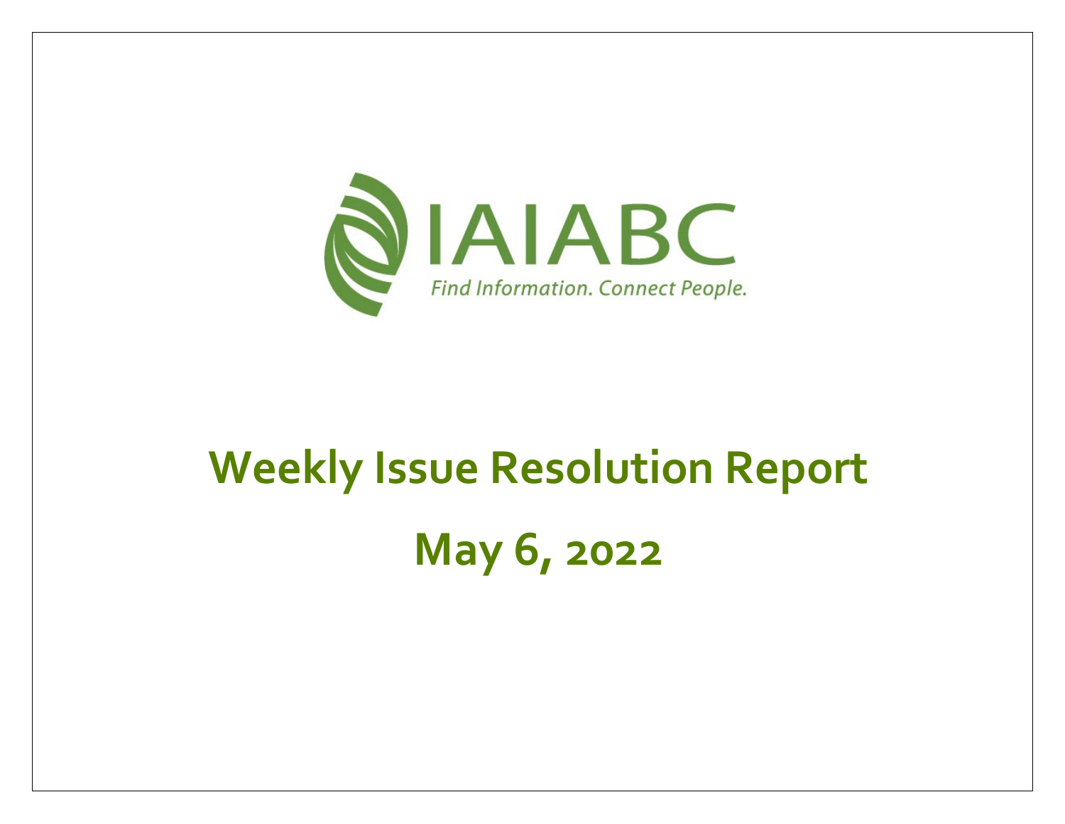IAIABC

*Find Information. Connect People.*

# Weekly Issue Resolution Report

# May 6, 2022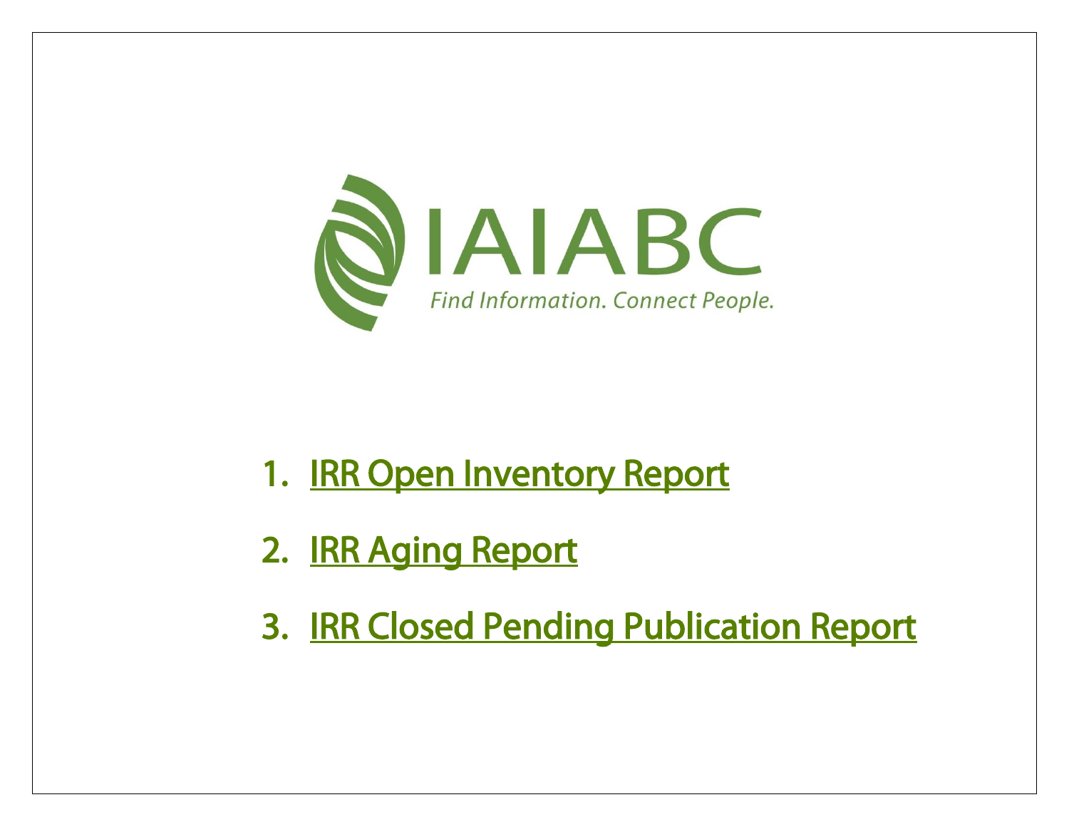IAIABC

*Find Information. Connect People.*

1. IRR Open Inventory Report
2. IRR Aging Report
3. IRR Closed Pending Publication Report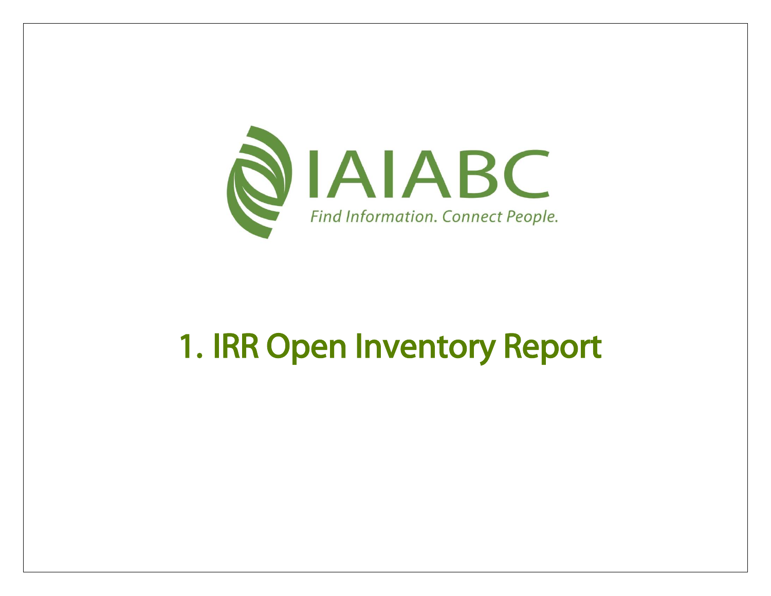IAIABC

*Find Information. Connect People.*

# 1. IRR Open Inventory Report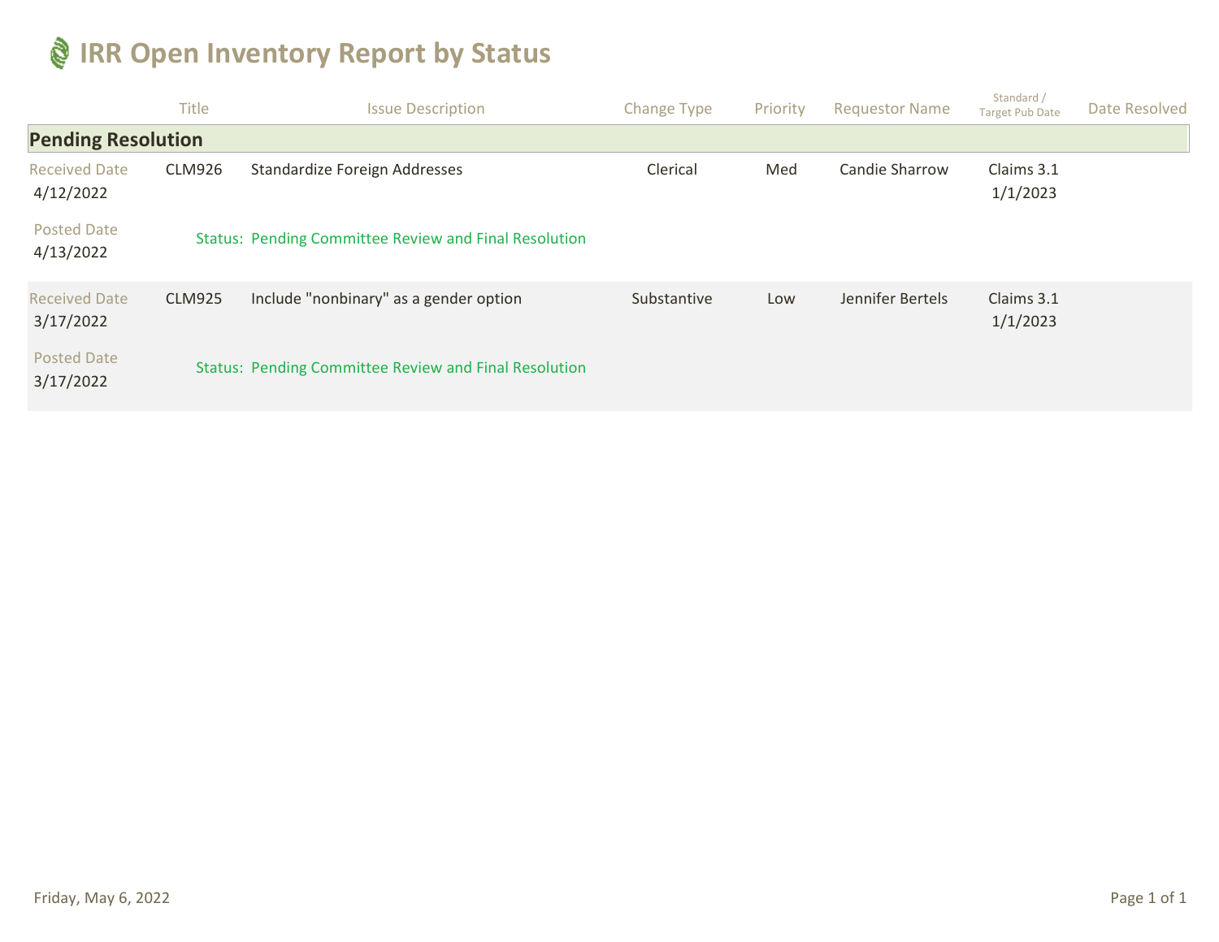# IRR Open Inventory Report by Status

| | Title | Issue Description | Change Type | Priority | Requestor Name | Standard / Target Pub Date | Date Resolved |
|---|---|---|---|---|---|---|---|
| **Pending Resolution** | | | | | | | |
| Received Date 4/12/2022 | CLM926 | Standardize Foreign Addresses | Clerical | Med | Candie Sharrow | Claims 3.1 1/1/2023 | |
| Posted Date 4/13/2022 | | Status: Pending Committee Review and Final Resolution | | | | | |
| Received Date 3/17/2022 | CLM925 | Include "nonbinary" as a gender option | Substantive | Low | Jennifer Bertels | Claims 3.1 1/1/2023 | |
| Posted Date 3/17/2022 | | Status: Pending Committee Review and Final Resolution | | | | | |

Friday, May 6, 2022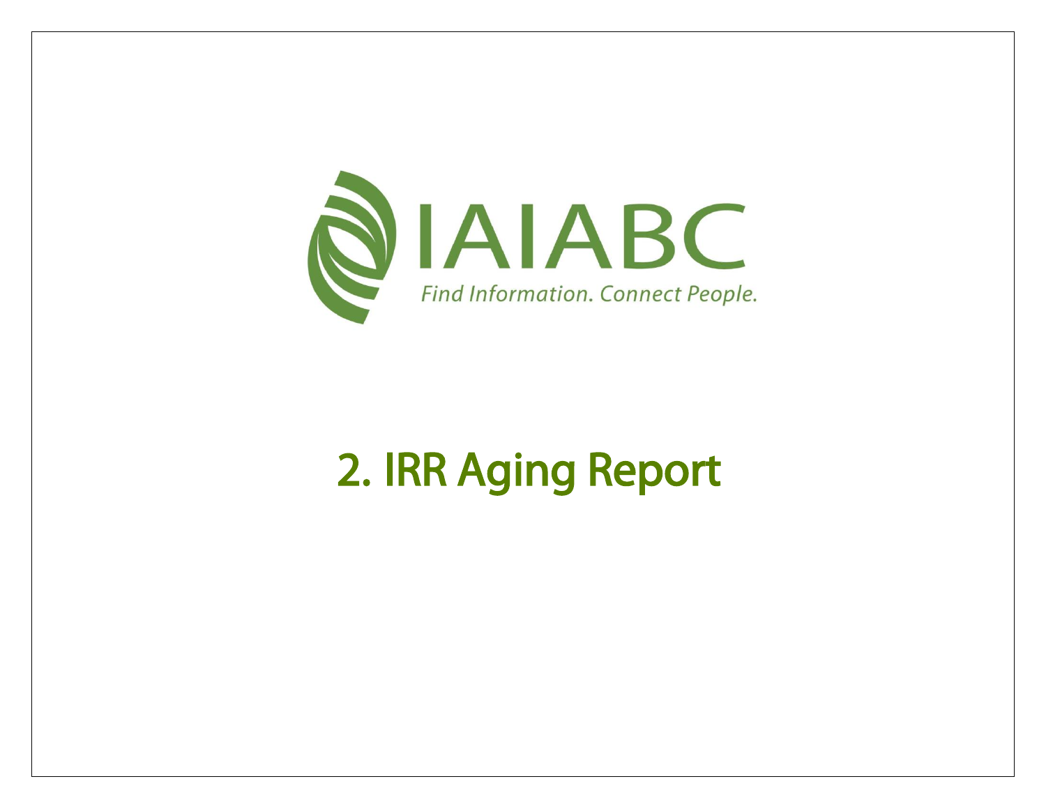IAIABC

*Find Information. Connect People.*

# 2. IRR Aging Report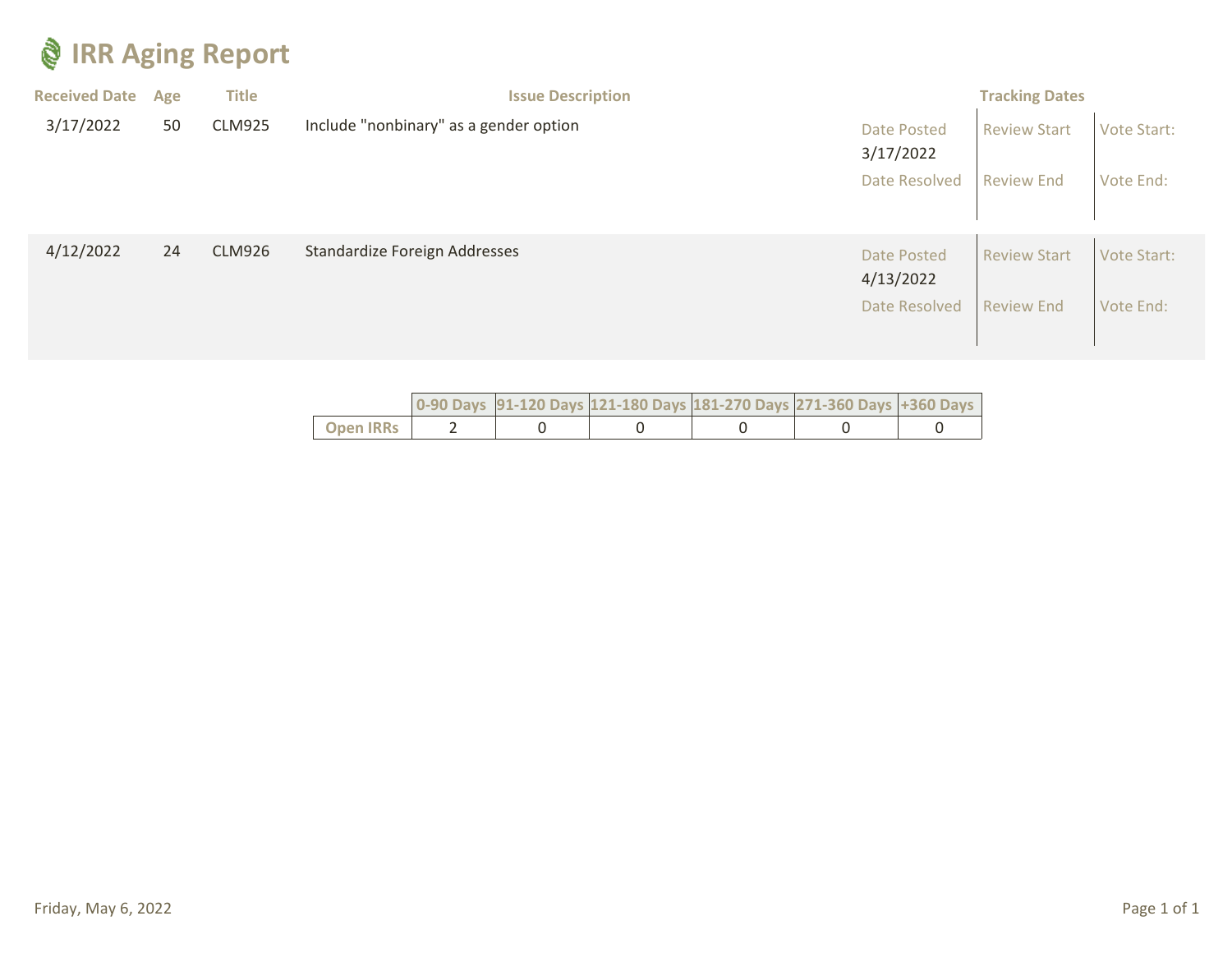# IRR Aging Report

| Received Date | Age | Title | Issue Description | Tracking Dates | | |
|---|---|---|---|---|---|---|
| 3/17/2022 | 50 | CLM925 | Include "nonbinary" as a gender option | Date Posted 3/17/2022 | Review Start | Vote Start: |
| | | | | Date Resolved | Review End | Vote End: |
| 4/12/2022 | 24 | CLM926 | Standardize Foreign Addresses | Date Posted 4/13/2022 | Review Start | Vote Start: |
| | | | | Date Resolved | Review End | Vote End: |

| | 0-90 Days | 91-120 Days | 121-180 Days | 181-270 Days | 271-360 Days | +360 Days |
|---|---|---|---|---|---|---|
| Open IRRs | 2 | 0 | 0 | 0 | 0 | 0 |

Friday, May 6, 2022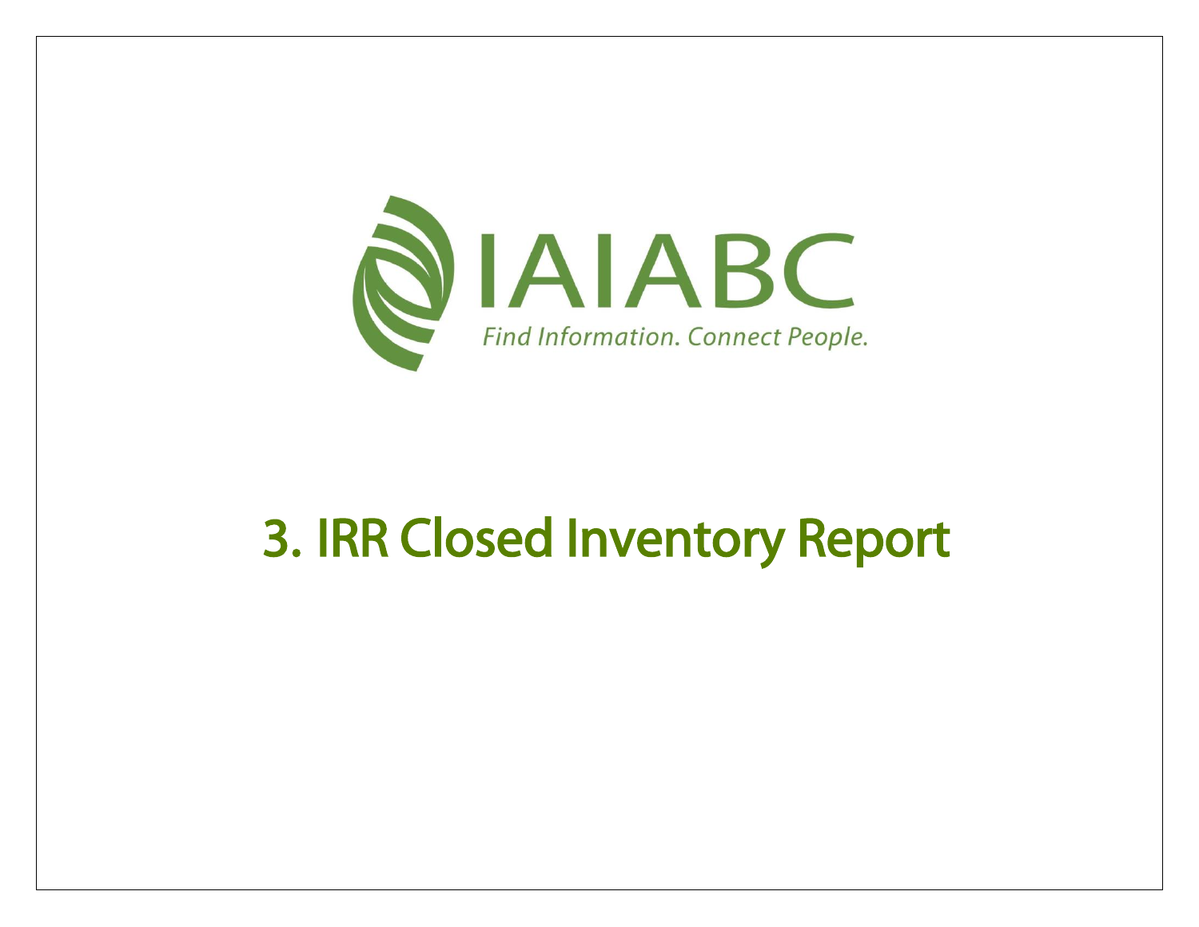IAIABC

*Find Information. Connect People.*

# 3. IRR Closed Inventory Report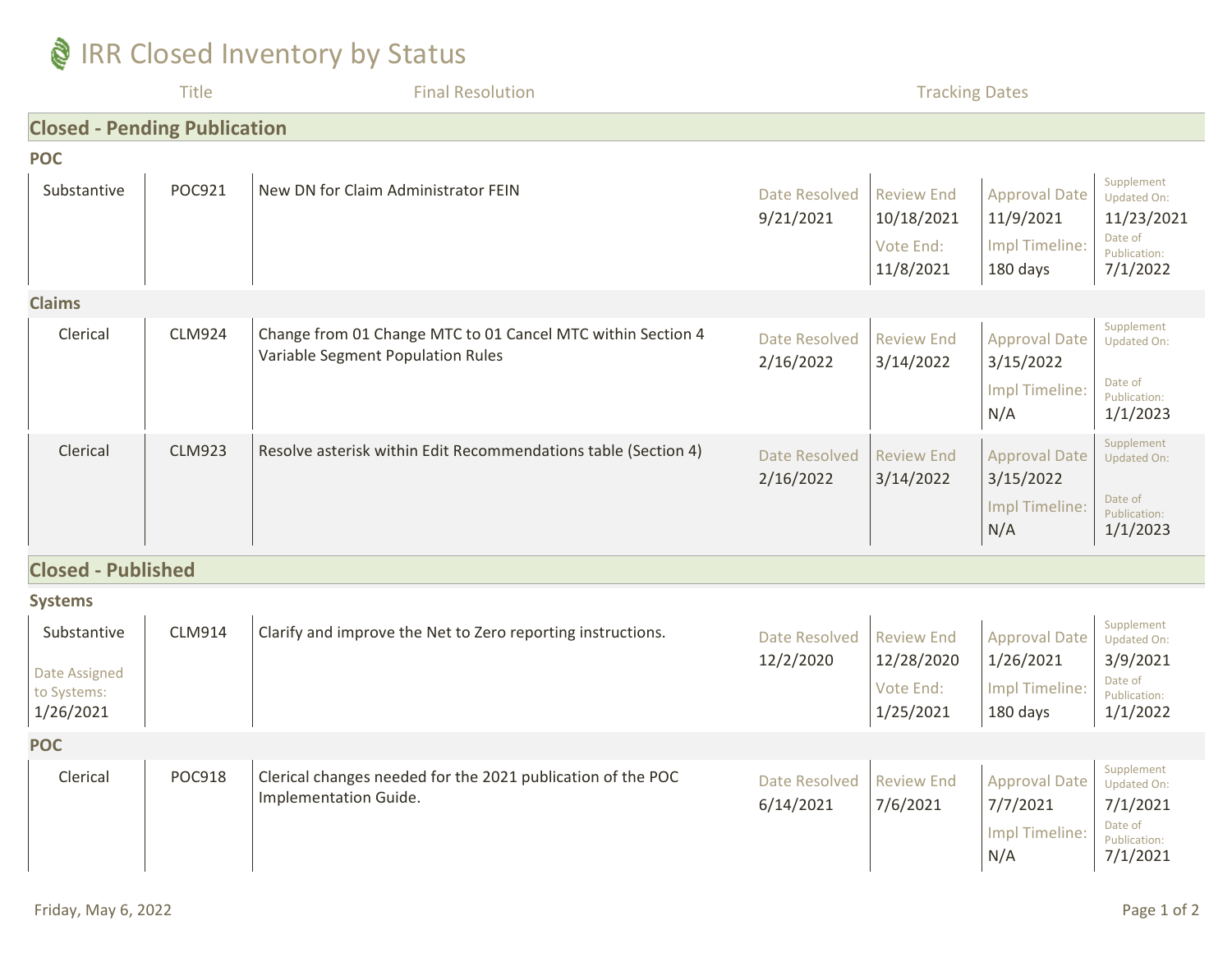# IRR Closed Inventory by Status

| Title | | Final Resolution | Tracking Dates | | | |
|---|---|---|---|---|---|---|

## Closed - Pending Publication

### POC

| Type | ID | Final Resolution | Date Resolved | Review End / Vote End | Approval Date / Impl Timeline | Supplement Updated On / Date of Publication |
|---|---|---|---|---|---|---|
| Substantive | POC921 | New DN for Claim Administrator FEIN | Date Resolved: 9/21/2021 | Review End: 10/18/2021; Vote End: 11/8/2021 | Approval Date: 11/9/2021; Impl Timeline: 180 days | Supplement Updated On: 11/23/2021; Date of Publication: 7/1/2022 |

### Claims

| Type | ID | Final Resolution | Date Resolved | Review End / Vote End | Approval Date / Impl Timeline | Supplement Updated On / Date of Publication |
|---|---|---|---|---|---|---|
| Clerical | CLM924 | Change from 01 Change MTC to 01 Cancel MTC within Section 4 Variable Segment Population Rules | Date Resolved: 2/16/2022 | Review End: 3/14/2022 | Approval Date: 3/15/2022; Impl Timeline: N/A | Supplement Updated On: ; Date of Publication: 1/1/2023 |
| Clerical | CLM923 | Resolve asterisk within Edit Recommendations table (Section 4) | Date Resolved: 2/16/2022 | Review End: 3/14/2022 | Approval Date: 3/15/2022; Impl Timeline: N/A | Supplement Updated On: ; Date of Publication: 1/1/2023 |

## Closed - Published

### Systems

| Type | ID | Final Resolution | Date Resolved | Review End / Vote End | Approval Date / Impl Timeline | Supplement Updated On / Date of Publication |
|---|---|---|---|---|---|---|
| Substantive; Date Assigned to Systems: 1/26/2021 | CLM914 | Clarify and improve the Net to Zero reporting instructions. | Date Resolved: 12/2/2020 | Review End: 12/28/2020; Vote End: 1/25/2021 | Approval Date: 1/26/2021; Impl Timeline: 180 days | Supplement Updated On: 3/9/2021; Date of Publication: 1/1/2022 |

### POC

| Type | ID | Final Resolution | Date Resolved | Review End / Vote End | Approval Date / Impl Timeline | Supplement Updated On / Date of Publication |
|---|---|---|---|---|---|---|
| Clerical | POC918 | Clerical changes needed for the 2021 publication of the POC Implementation Guide. | Date Resolved: 6/14/2021 | Review End: 7/6/2021 | Approval Date: 7/7/2021; Impl Timeline: N/A | Supplement Updated On: 7/1/2021; Date of Publication: 7/1/2021 |

Friday, May 6, 2022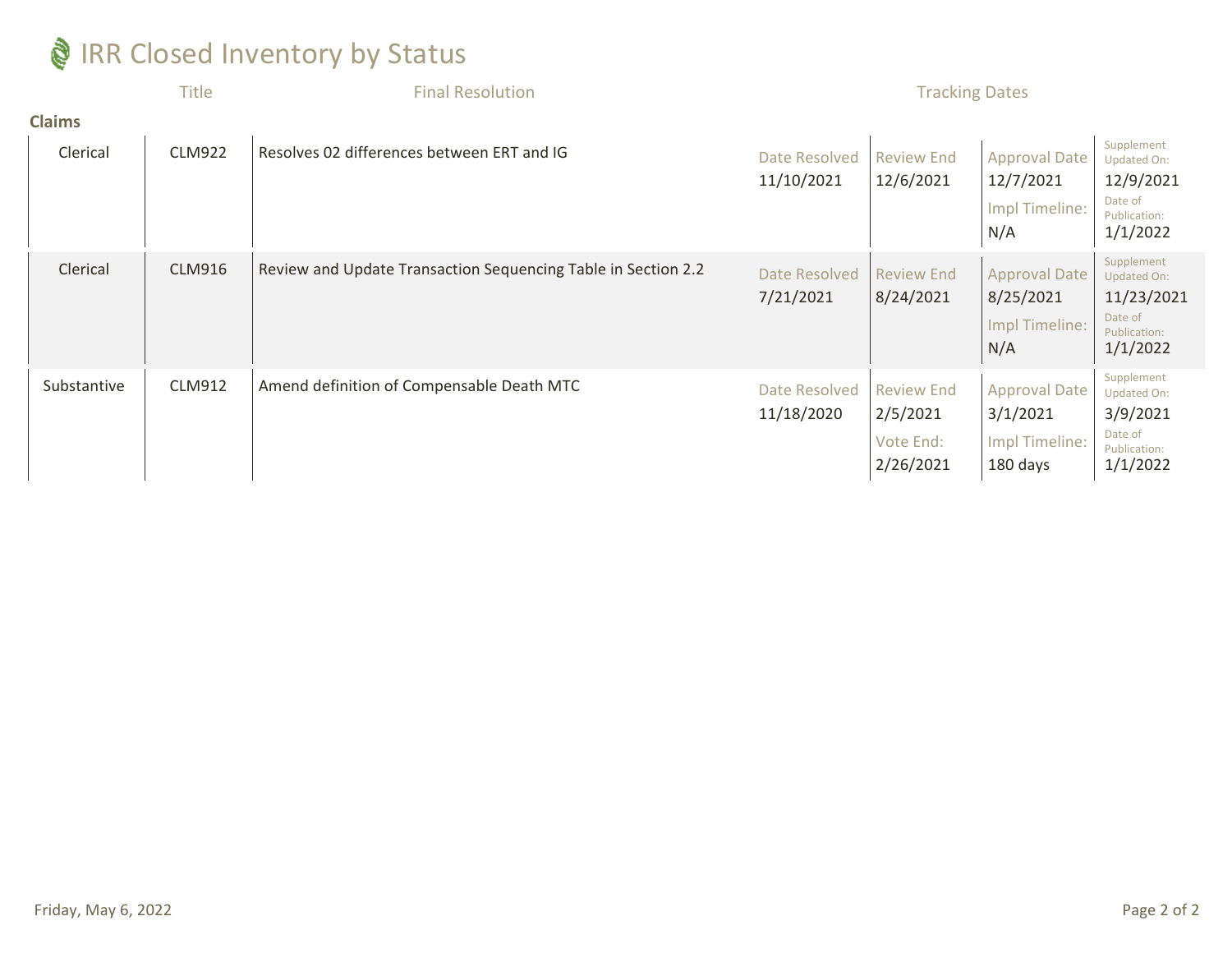# IRR Closed Inventory by Status

## Claims

| | Title | Final Resolution | Tracking Dates | | | |
|---|---|---|---|---|---|---|
| Clerical | CLM922 | Resolves 02 differences between ERT and IG | Date Resolved 11/10/2021 | Review End 12/6/2021 | Approval Date 12/7/2021 Impl Timeline: N/A | Supplement Updated On: 12/9/2021 Date of Publication: 1/1/2022 |
| Clerical | CLM916 | Review and Update Transaction Sequencing Table in Section 2.2 | Date Resolved 7/21/2021 | Review End 8/24/2021 | Approval Date 8/25/2021 Impl Timeline: N/A | Supplement Updated On: 11/23/2021 Date of Publication: 1/1/2022 |
| Substantive | CLM912 | Amend definition of Compensable Death MTC | Date Resolved 11/18/2020 | Review End 2/5/2021 Vote End: 2/26/2021 | Approval Date 3/1/2021 Impl Timeline: 180 days | Supplement Updated On: 3/9/2021 Date of Publication: 1/1/2022 |

Friday, May 6, 2022